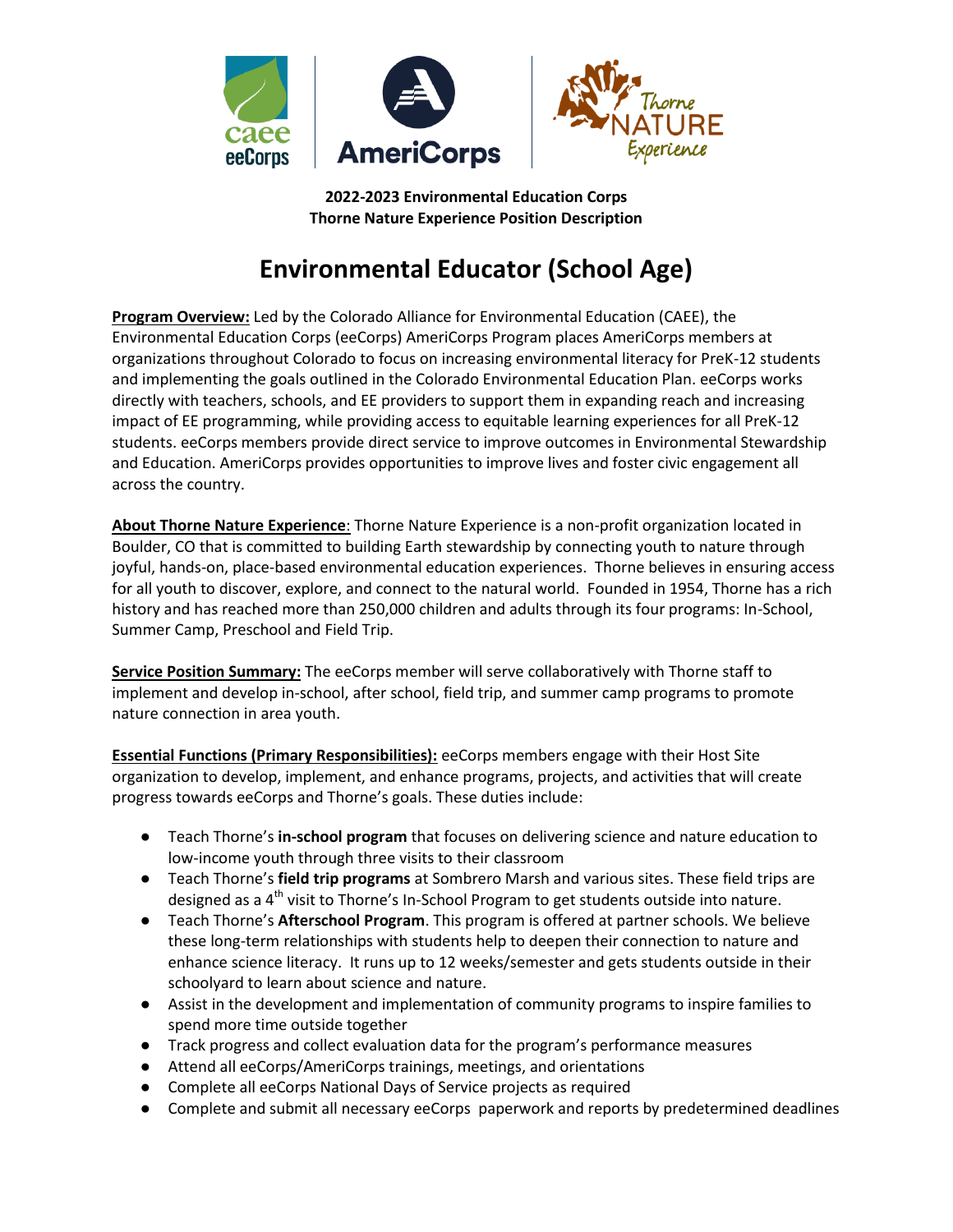**2022-2023 Environmental Education Corps**
**Thorne Nature Experience Position Description**

# Environmental Educator (School Age)

**Program Overview:** Led by the Colorado Alliance for Environmental Education (CAEE), the Environmental Education Corps (eeCorps) AmeriCorps Program places AmeriCorps members at organizations throughout Colorado to focus on increasing environmental literacy for PreK-12 students and implementing the goals outlined in the Colorado Environmental Education Plan. eeCorps works directly with teachers, schools, and EE providers to support them in expanding reach and increasing impact of EE programming, while providing access to equitable learning experiences for all PreK-12 students. eeCorps members provide direct service to improve outcomes in Environmental Stewardship and Education. AmeriCorps provides opportunities to improve lives and foster civic engagement all across the country.

**About Thorne Nature Experience**: Thorne Nature Experience is a non-profit organization located in Boulder, CO that is committed to building Earth stewardship by connecting youth to nature through joyful, hands-on, place-based environmental education experiences. Thorne believes in ensuring access for all youth to discover, explore, and connect to the natural world. Founded in 1954, Thorne has a rich history and has reached more than 250,000 children and adults through its four programs: In-School, Summer Camp, Preschool and Field Trip.

**Service Position Summary:** The eeCorps member will serve collaboratively with Thorne staff to implement and develop in-school, after school, field trip, and summer camp programs to promote nature connection in area youth.

**Essential Functions (Primary Responsibilities):** eeCorps members engage with their Host Site organization to develop, implement, and enhance programs, projects, and activities that will create progress towards eeCorps and Thorne's goals. These duties include:

- Teach Thorne's **in-school program** that focuses on delivering science and nature education to low-income youth through three visits to their classroom
- Teach Thorne's **field trip programs** at Sombrero Marsh and various sites. These field trips are designed as a 4th visit to Thorne's In-School Program to get students outside into nature.
- Teach Thorne's **Afterschool Program**. This program is offered at partner schools. We believe these long-term relationships with students help to deepen their connection to nature and enhance science literacy. It runs up to 12 weeks/semester and gets students outside in their schoolyard to learn about science and nature.
- Assist in the development and implementation of community programs to inspire families to spend more time outside together
- Track progress and collect evaluation data for the program's performance measures
- Attend all eeCorps/AmeriCorps trainings, meetings, and orientations
- Complete all eeCorps National Days of Service projects as required
- Complete and submit all necessary eeCorps paperwork and reports by predetermined deadlines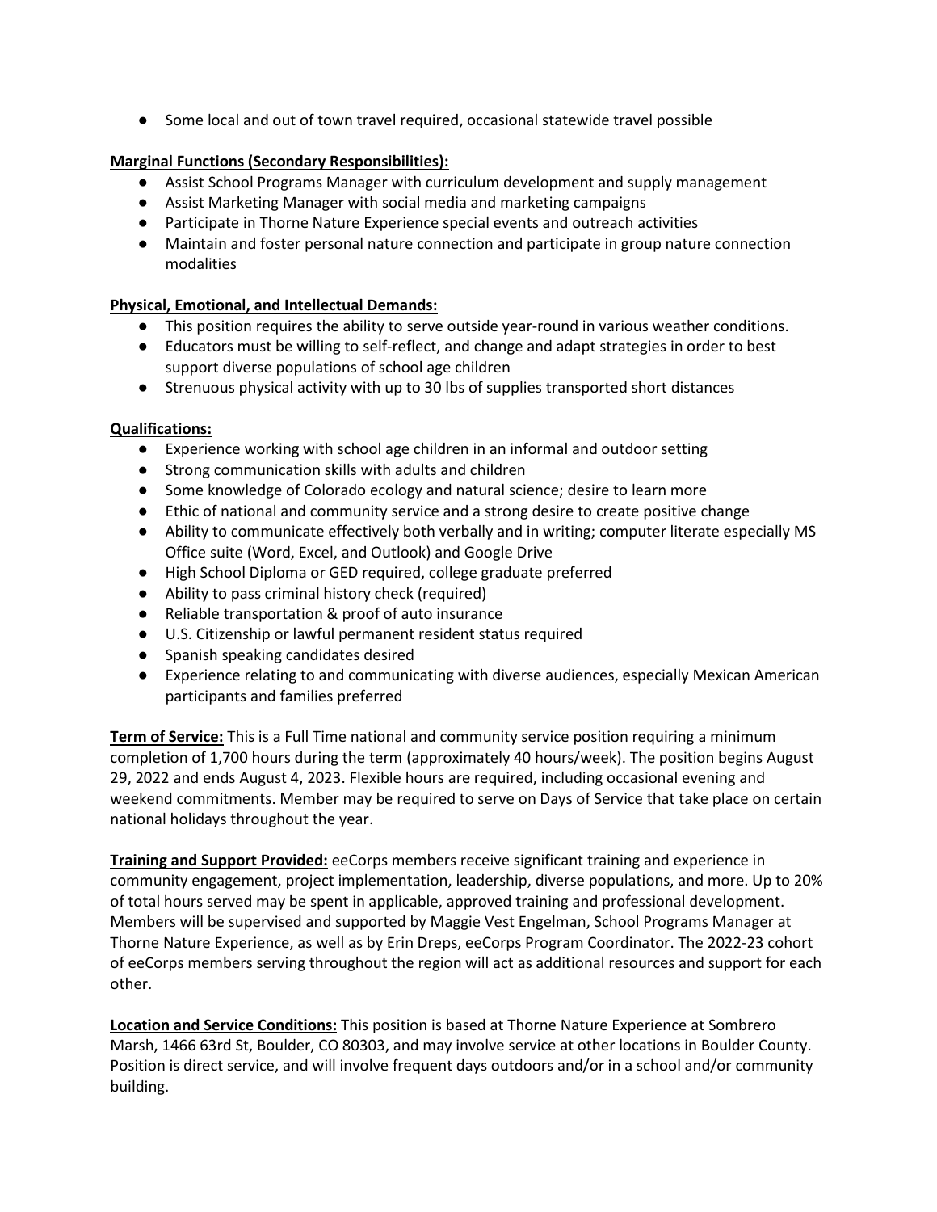- Some local and out of town travel required, occasional statewide travel possible

**Marginal Functions (Secondary Responsibilities):**

- Assist School Programs Manager with curriculum development and supply management
- Assist Marketing Manager with social media and marketing campaigns
- Participate in Thorne Nature Experience special events and outreach activities
- Maintain and foster personal nature connection and participate in group nature connection modalities

**Physical, Emotional, and Intellectual Demands:**

- This position requires the ability to serve outside year-round in various weather conditions.
- Educators must be willing to self-reflect, and change and adapt strategies in order to best support diverse populations of school age children
- Strenuous physical activity with up to 30 lbs of supplies transported short distances

**Qualifications:**

- Experience working with school age children in an informal and outdoor setting
- Strong communication skills with adults and children
- Some knowledge of Colorado ecology and natural science; desire to learn more
- Ethic of national and community service and a strong desire to create positive change
- Ability to communicate effectively both verbally and in writing; computer literate especially MS Office suite (Word, Excel, and Outlook) and Google Drive
- High School Diploma or GED required, college graduate preferred
- Ability to pass criminal history check (required)
- Reliable transportation & proof of auto insurance
- U.S. Citizenship or lawful permanent resident status required
- Spanish speaking candidates desired
- Experience relating to and communicating with diverse audiences, especially Mexican American participants and families preferred

**Term of Service:** This is a Full Time national and community service position requiring a minimum completion of 1,700 hours during the term (approximately 40 hours/week). The position begins August 29, 2022 and ends August 4, 2023. Flexible hours are required, including occasional evening and weekend commitments. Member may be required to serve on Days of Service that take place on certain national holidays throughout the year.

**Training and Support Provided:** eeCorps members receive significant training and experience in community engagement, project implementation, leadership, diverse populations, and more. Up to 20% of total hours served may be spent in applicable, approved training and professional development. Members will be supervised and supported by Maggie Vest Engelman, School Programs Manager at Thorne Nature Experience, as well as by Erin Dreps, eeCorps Program Coordinator. The 2022-23 cohort of eeCorps members serving throughout the region will act as additional resources and support for each other.

**Location and Service Conditions:** This position is based at Thorne Nature Experience at Sombrero Marsh, 1466 63rd St, Boulder, CO 80303, and may involve service at other locations in Boulder County. Position is direct service, and will involve frequent days outdoors and/or in a school and/or community building.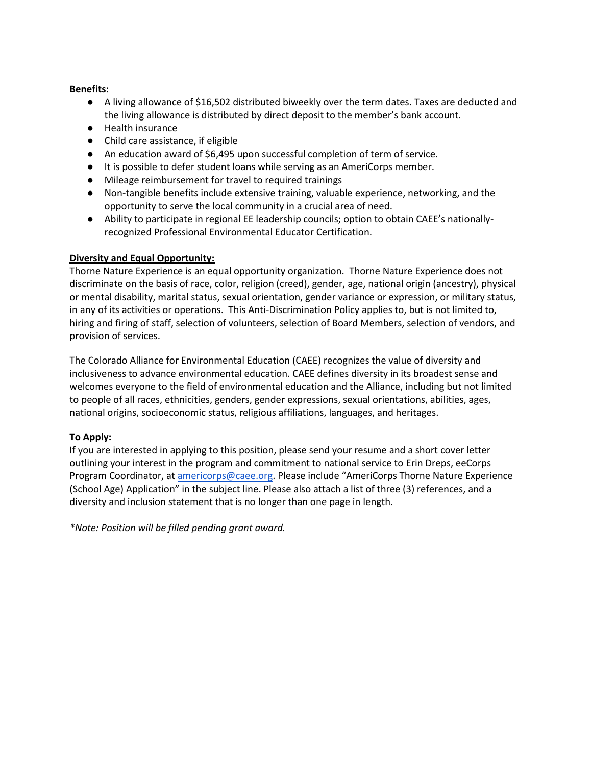**Benefits:**

- A living allowance of $16,502 distributed biweekly over the term dates. Taxes are deducted and the living allowance is distributed by direct deposit to the member's bank account.
- Health insurance
- Child care assistance, if eligible
- An education award of $6,495 upon successful completion of term of service.
- It is possible to defer student loans while serving as an AmeriCorps member.
- Mileage reimbursement for travel to required trainings
- Non-tangible benefits include extensive training, valuable experience, networking, and the opportunity to serve the local community in a crucial area of need.
- Ability to participate in regional EE leadership councils; option to obtain CAEE's nationally-recognized Professional Environmental Educator Certification.

**Diversity and Equal Opportunity:**

Thorne Nature Experience is an equal opportunity organization. Thorne Nature Experience does not discriminate on the basis of race, color, religion (creed), gender, age, national origin (ancestry), physical or mental disability, marital status, sexual orientation, gender variance or expression, or military status, in any of its activities or operations. This Anti-Discrimination Policy applies to, but is not limited to, hiring and firing of staff, selection of volunteers, selection of Board Members, selection of vendors, and provision of services.

The Colorado Alliance for Environmental Education (CAEE) recognizes the value of diversity and inclusiveness to advance environmental education. CAEE defines diversity in its broadest sense and welcomes everyone to the field of environmental education and the Alliance, including but not limited to people of all races, ethnicities, genders, gender expressions, sexual orientations, abilities, ages, national origins, socioeconomic status, religious affiliations, languages, and heritages.

**To Apply:**

If you are interested in applying to this position, please send your resume and a short cover letter outlining your interest in the program and commitment to national service to Erin Dreps, eeCorps Program Coordinator, at americorps@caee.org. Please include "AmeriCorps Thorne Nature Experience (School Age) Application" in the subject line. Please also attach a list of three (3) references, and a diversity and inclusion statement that is no longer than one page in length.

*\*Note: Position will be filled pending grant award.*